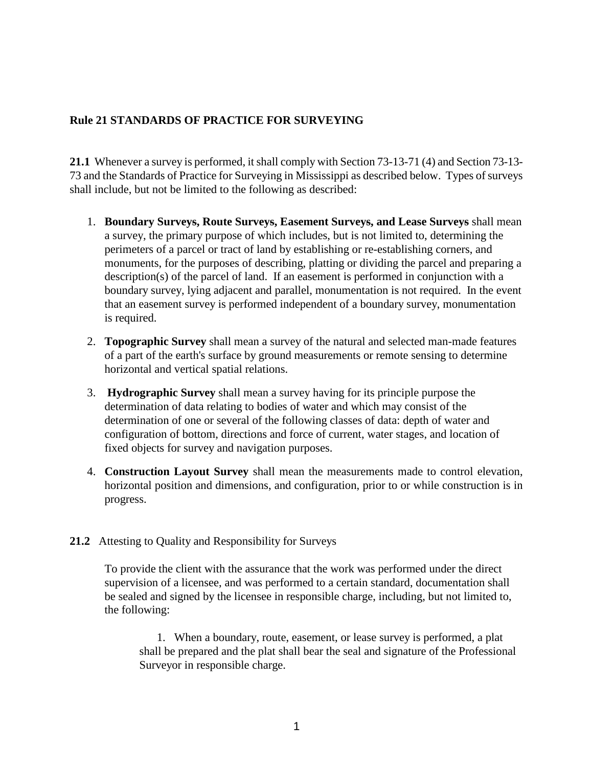## Rule 21 STANDARDS OF PRACTICE FOR SURVEYING

**21.1** Whenever a survey is performed, it shall comply with Section 73-13-71 (4) and Section 73-13-73 and the Standards of Practice for Surveying in Mississippi as described below. Types of surveys shall include, but not be limited to the following as described:

1. **Boundary Surveys, Route Surveys, Easement Surveys, and Lease Surveys** shall mean a survey, the primary purpose of which includes, but is not limited to, determining the perimeters of a parcel or tract of land by establishing or re-establishing corners, and monuments, for the purposes of describing, platting or dividing the parcel and preparing a description(s) of the parcel of land. If an easement is performed in conjunction with a boundary survey, lying adjacent and parallel, monumentation is not required. In the event that an easement survey is performed independent of a boundary survey, monumentation is required.

2. **Topographic Survey** shall mean a survey of the natural and selected man-made features of a part of the earth's surface by ground measurements or remote sensing to determine horizontal and vertical spatial relations.

3. **Hydrographic Survey** shall mean a survey having for its principle purpose the determination of data relating to bodies of water and which may consist of the determination of one or several of the following classes of data: depth of water and configuration of bottom, directions and force of current, water stages, and location of fixed objects for survey and navigation purposes.

4. **Construction Layout Survey** shall mean the measurements made to control elevation, horizontal position and dimensions, and configuration, prior to or while construction is in progress.

**21.2** Attesting to Quality and Responsibility for Surveys

To provide the client with the assurance that the work was performed under the direct supervision of a licensee, and was performed to a certain standard, documentation shall be sealed and signed by the licensee in responsible charge, including, but not limited to, the following:

1. When a boundary, route, easement, or lease survey is performed, a plat shall be prepared and the plat shall bear the seal and signature of the Professional Surveyor in responsible charge.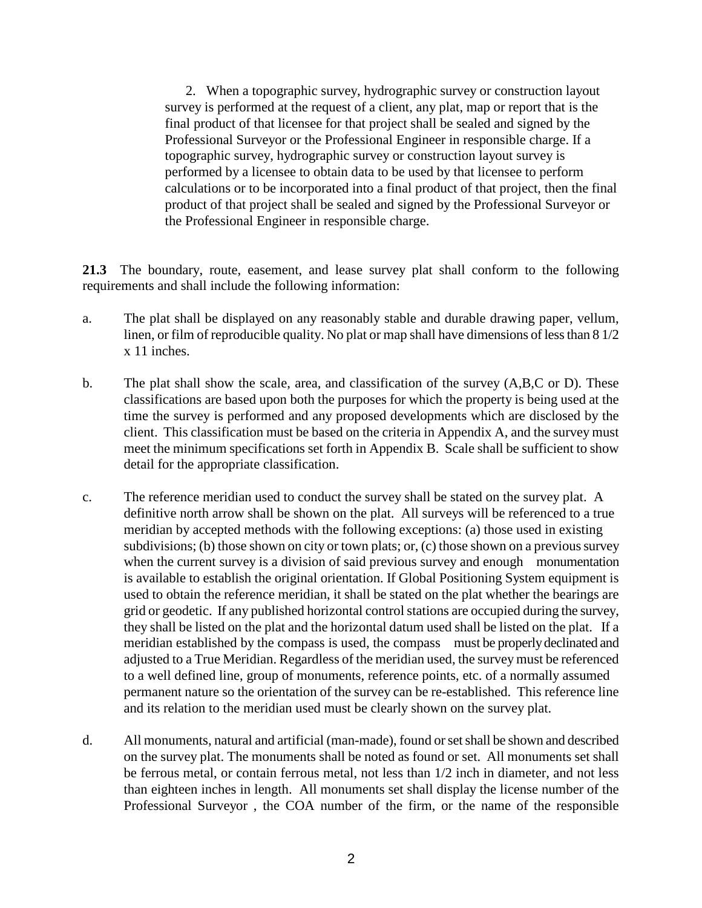2. When a topographic survey, hydrographic survey or construction layout survey is performed at the request of a client, any plat, map or report that is the final product of that licensee for that project shall be sealed and signed by the Professional Surveyor or the Professional Engineer in responsible charge. If a topographic survey, hydrographic survey or construction layout survey is performed by a licensee to obtain data to be used by that licensee to perform calculations or to be incorporated into a final product of that project, then the final product of that project shall be sealed and signed by the Professional Surveyor or the Professional Engineer in responsible charge.

**21.3** The boundary, route, easement, and lease survey plat shall conform to the following requirements and shall include the following information:

a. The plat shall be displayed on any reasonably stable and durable drawing paper, vellum, linen, or film of reproducible quality. No plat or map shall have dimensions of less than 8 1/2 x 11 inches.

b. The plat shall show the scale, area, and classification of the survey (A,B,C or D). These classifications are based upon both the purposes for which the property is being used at the time the survey is performed and any proposed developments which are disclosed by the client. This classification must be based on the criteria in Appendix A, and the survey must meet the minimum specifications set forth in Appendix B. Scale shall be sufficient to show detail for the appropriate classification.

c. The reference meridian used to conduct the survey shall be stated on the survey plat. A definitive north arrow shall be shown on the plat. All surveys will be referenced to a true meridian by accepted methods with the following exceptions: (a) those used in existing subdivisions; (b) those shown on city or town plats; or, (c) those shown on a previous survey when the current survey is a division of said previous survey and enough monumentation is available to establish the original orientation. If Global Positioning System equipment is used to obtain the reference meridian, it shall be stated on the plat whether the bearings are grid or geodetic. If any published horizontal control stations are occupied during the survey, they shall be listed on the plat and the horizontal datum used shall be listed on the plat. If a meridian established by the compass is used, the compass must be properly declinated and adjusted to a True Meridian. Regardless of the meridian used, the survey must be referenced to a well defined line, group of monuments, reference points, etc. of a normally assumed permanent nature so the orientation of the survey can be re-established. This reference line and its relation to the meridian used must be clearly shown on the survey plat.

d. All monuments, natural and artificial (man-made), found or set shall be shown and described on the survey plat. The monuments shall be noted as found or set. All monuments set shall be ferrous metal, or contain ferrous metal, not less than 1/2 inch in diameter, and not less than eighteen inches in length. All monuments set shall display the license number of the Professional Surveyor , the COA number of the firm, or the name of the responsible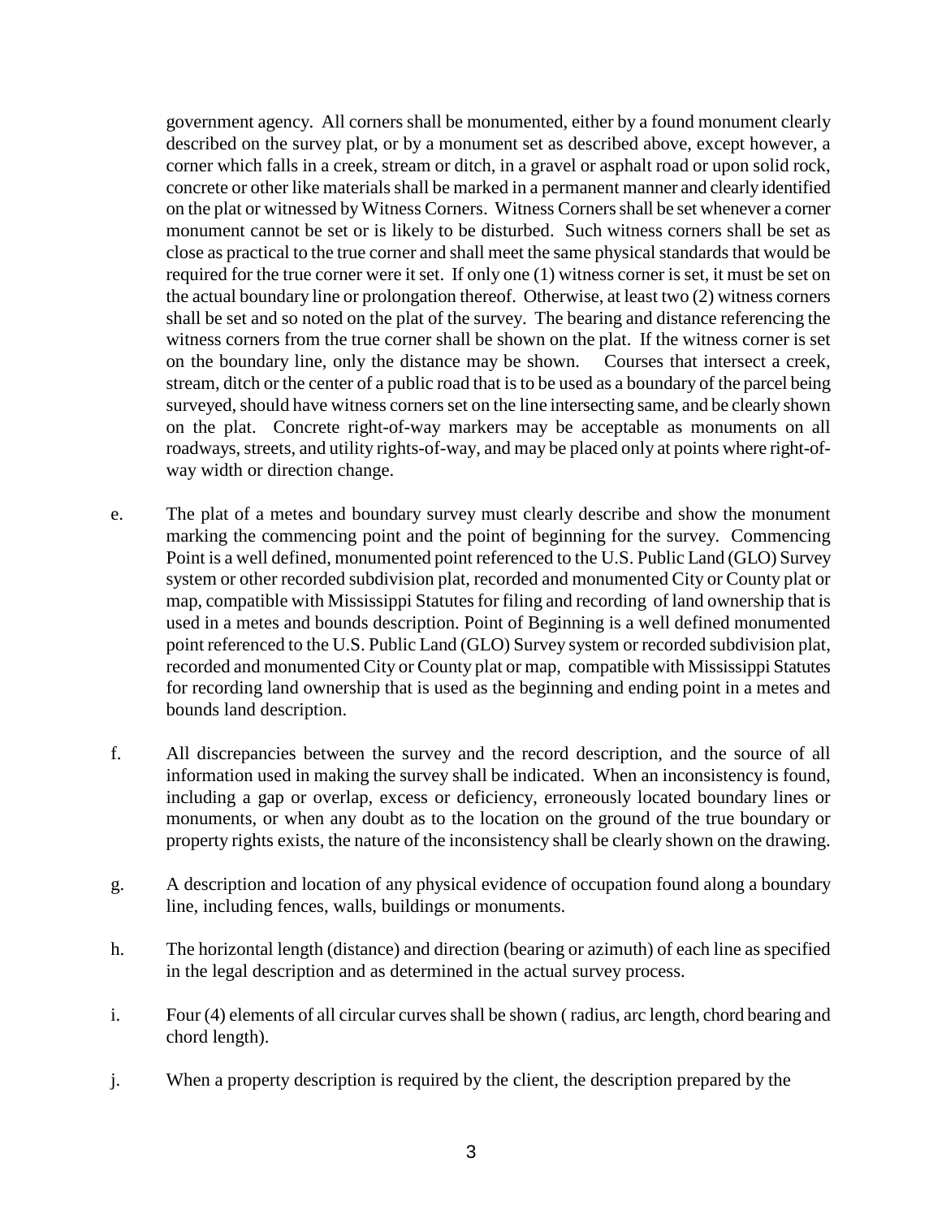government agency. All corners shall be monumented, either by a found monument clearly described on the survey plat, or by a monument set as described above, except however, a corner which falls in a creek, stream or ditch, in a gravel or asphalt road or upon solid rock, concrete or other like materials shall be marked in a permanent manner and clearly identified on the plat or witnessed by Witness Corners. Witness Corners shall be set whenever a corner monument cannot be set or is likely to be disturbed. Such witness corners shall be set as close as practical to the true corner and shall meet the same physical standards that would be required for the true corner were it set. If only one (1) witness corner is set, it must be set on the actual boundary line or prolongation thereof. Otherwise, at least two (2) witness corners shall be set and so noted on the plat of the survey. The bearing and distance referencing the witness corners from the true corner shall be shown on the plat. If the witness corner is set on the boundary line, only the distance may be shown. Courses that intersect a creek, stream, ditch or the center of a public road that is to be used as a boundary of the parcel being surveyed, should have witness corners set on the line intersecting same, and be clearly shown on the plat. Concrete right-of-way markers may be acceptable as monuments on all roadways, streets, and utility rights-of-way, and may be placed only at points where right-of-way width or direction change.

e. The plat of a metes and boundary survey must clearly describe and show the monument marking the commencing point and the point of beginning for the survey. Commencing Point is a well defined, monumented point referenced to the U.S. Public Land (GLO) Survey system or other recorded subdivision plat, recorded and monumented City or County plat or map, compatible with Mississippi Statutes for filing and recording of land ownership that is used in a metes and bounds description. Point of Beginning is a well defined monumented point referenced to the U.S. Public Land (GLO) Survey system or recorded subdivision plat, recorded and monumented City or County plat or map, compatible with Mississippi Statutes for recording land ownership that is used as the beginning and ending point in a metes and bounds land description.

f. All discrepancies between the survey and the record description, and the source of all information used in making the survey shall be indicated. When an inconsistency is found, including a gap or overlap, excess or deficiency, erroneously located boundary lines or monuments, or when any doubt as to the location on the ground of the true boundary or property rights exists, the nature of the inconsistency shall be clearly shown on the drawing.

g. A description and location of any physical evidence of occupation found along a boundary line, including fences, walls, buildings or monuments.

h. The horizontal length (distance) and direction (bearing or azimuth) of each line as specified in the legal description and as determined in the actual survey process.

i. Four (4) elements of all circular curves shall be shown ( radius, arc length, chord bearing and chord length).

j. When a property description is required by the client, the description prepared by the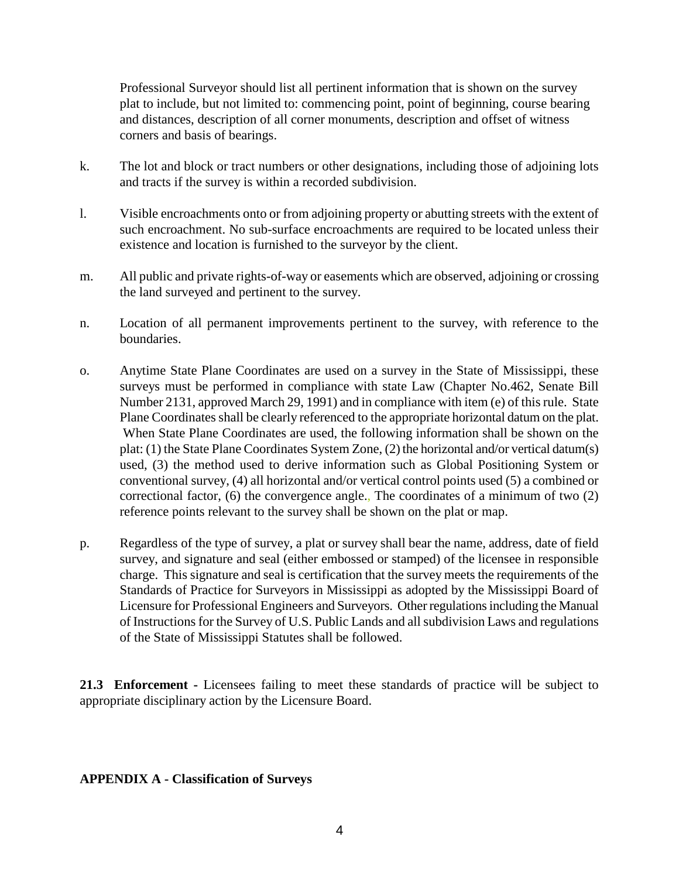Professional Surveyor should list all pertinent information that is shown on the survey plat to include, but not limited to: commencing point, point of beginning, course bearing and distances, description of all corner monuments, description and offset of witness corners and basis of bearings.

k. The lot and block or tract numbers or other designations, including those of adjoining lots and tracts if the survey is within a recorded subdivision.

l. Visible encroachments onto or from adjoining property or abutting streets with the extent of such encroachment. No sub-surface encroachments are required to be located unless their existence and location is furnished to the surveyor by the client.

m. All public and private rights-of-way or easements which are observed, adjoining or crossing the land surveyed and pertinent to the survey.

n. Location of all permanent improvements pertinent to the survey, with reference to the boundaries.

o. Anytime State Plane Coordinates are used on a survey in the State of Mississippi, these surveys must be performed in compliance with state Law (Chapter No.462, Senate Bill Number 2131, approved March 29, 1991) and in compliance with item (e) of this rule. State Plane Coordinates shall be clearly referenced to the appropriate horizontal datum on the plat. When State Plane Coordinates are used, the following information shall be shown on the plat: (1) the State Plane Coordinates System Zone, (2) the horizontal and/or vertical datum(s) used, (3) the method used to derive information such as Global Positioning System or conventional survey, (4) all horizontal and/or vertical control points used (5) a combined or correctional factor, (6) the convergence angle., The coordinates of a minimum of two (2) reference points relevant to the survey shall be shown on the plat or map.

p. Regardless of the type of survey, a plat or survey shall bear the name, address, date of field survey, and signature and seal (either embossed or stamped) of the licensee in responsible charge. This signature and seal is certification that the survey meets the requirements of the Standards of Practice for Surveyors in Mississippi as adopted by the Mississippi Board of Licensure for Professional Engineers and Surveyors. Other regulations including the Manual of Instructions for the Survey of U.S. Public Lands and all subdivision Laws and regulations of the State of Mississippi Statutes shall be followed.

**21.3 Enforcement -** Licensees failing to meet these standards of practice will be subject to appropriate disciplinary action by the Licensure Board.

**APPENDIX A - Classification of Surveys**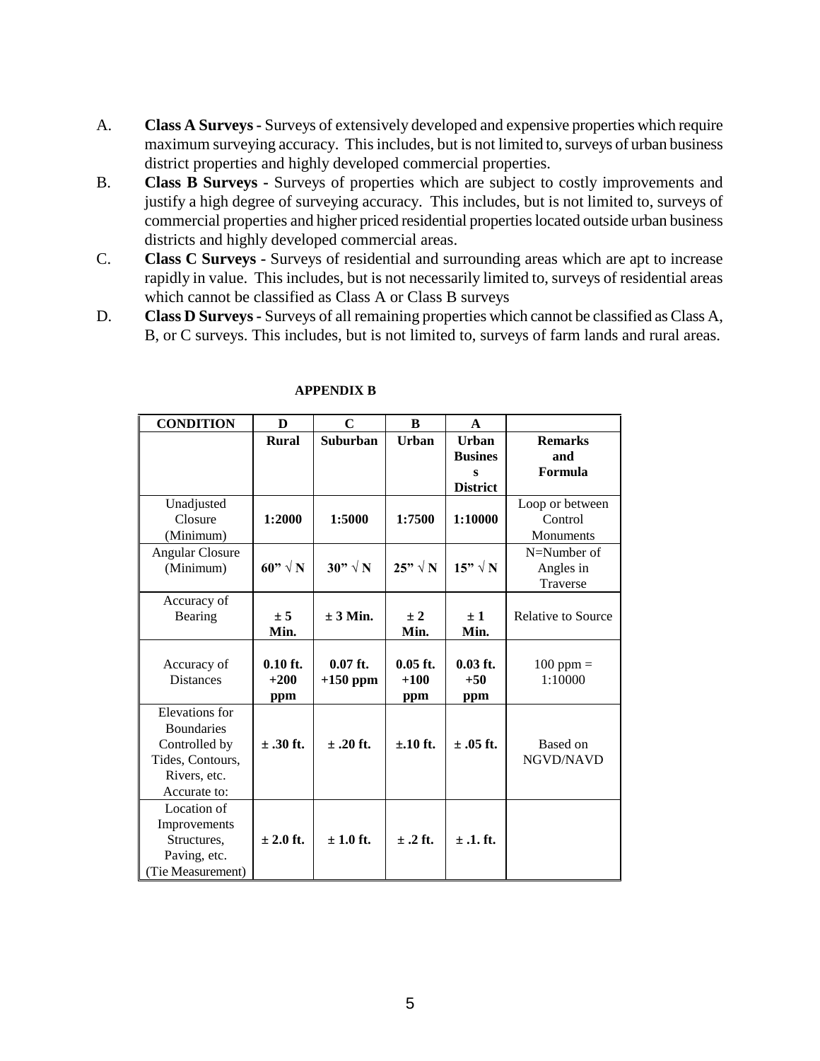A. **Class A Surveys -** Surveys of extensively developed and expensive properties which require maximum surveying accuracy. This includes, but is not limited to, surveys of urban business district properties and highly developed commercial properties.

B. **Class B Surveys -** Surveys of properties which are subject to costly improvements and justify a high degree of surveying accuracy. This includes, but is not limited to, surveys of commercial properties and higher priced residential properties located outside urban business districts and highly developed commercial areas.

C. **Class C Surveys -** Surveys of residential and surrounding areas which are apt to increase rapidly in value. This includes, but is not necessarily limited to, surveys of residential areas which cannot be classified as Class A or Class B surveys

D. **Class D Surveys -** Surveys of all remaining properties which cannot be classified as Class A, B, or C surveys. This includes, but is not limited to, surveys of farm lands and rural areas.

**APPENDIX B**

| **CONDITION** | **D** | **C** | **B** | **A** | |
|---|---|---|---|---|---|
| | **Rural** | **Suburban** | **Urban** | **Urban Business District** | **Remarks and Formula** |
| Unadjusted Closure (Minimum) | **1:2000** | **1:5000** | **1:7500** | **1:10000** | Loop or between Control Monuments |
| Angular Closure (Minimum) | **60" $\sqrt{N}$** | **30" $\sqrt{N}$** | **25" $\sqrt{N}$** | **15" $\sqrt{N}$** | N=Number of Angles in Traverse |
| Accuracy of Bearing | **± 5 Min.** | **± 3 Min.** | **± 2 Min.** | **± 1 Min.** | Relative to Source |
| Accuracy of Distances | **0.10 ft. +200 ppm** | **0.07 ft. +150 ppm** | **0.05 ft. +100 ppm** | **0.03 ft. +50 ppm** | 100 ppm = 1:10000 |
| Elevations for Boundaries Controlled by Tides, Contours, Rivers, etc. Accurate to: | **± .30 ft.** | **± .20 ft.** | **±.10 ft.** | **± .05 ft.** | Based on NGVD/NAVD |
| Location of Improvements Structures, Paving, etc. (Tie Measurement) | **± 2.0 ft.** | **± 1.0 ft.** | **± .2 ft.** | **± .1. ft.** | |